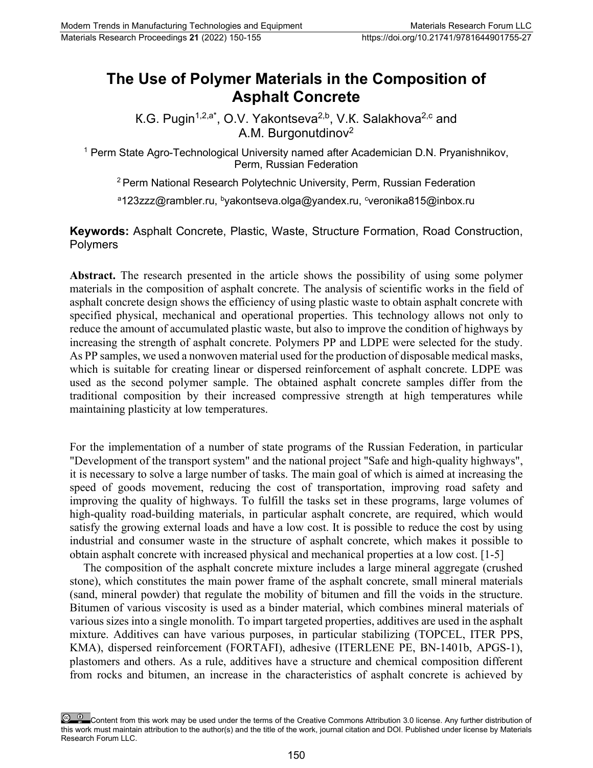# The Use of Polymer Materials in the Composition of Asphalt Concrete

K.G. Pugin[1,2,a*], O.V. Yakontseva[2,b], V.K. Salakhova[2,c] and A.M. Burgonutdinov[2]

[1] Perm State Agro-Technological University named after Academician D.N. Pryanishnikov, Perm, Russian Federation

[2] Perm National Research Polytechnic University, Perm, Russian Federation

[a]123zzz@rambler.ru, [b]yakontseva.olga@yandex.ru, [c]veronika815@inbox.ru

**Keywords:** Asphalt Concrete, Plastic, Waste, Structure Formation, Road Construction, Polymers

**Abstract.** The research presented in the article shows the possibility of using some polymer materials in the composition of asphalt concrete. The analysis of scientific works in the field of asphalt concrete design shows the efficiency of using plastic waste to obtain asphalt concrete with specified physical, mechanical and operational properties. This technology allows not only to reduce the amount of accumulated plastic waste, but also to improve the condition of highways by increasing the strength of asphalt concrete. Polymers PP and LDPE were selected for the study. As PP samples, we used a nonwoven material used for the production of disposable medical masks, which is suitable for creating linear or dispersed reinforcement of asphalt concrete. LDPE was used as the second polymer sample. The obtained asphalt concrete samples differ from the traditional composition by their increased compressive strength at high temperatures while maintaining plasticity at low temperatures.

For the implementation of a number of state programs of the Russian Federation, in particular "Development of the transport system" and the national project "Safe and high-quality highways", it is necessary to solve a large number of tasks. The main goal of which is aimed at increasing the speed of goods movement, reducing the cost of transportation, improving road safety and improving the quality of highways. To fulfill the tasks set in these programs, large volumes of high-quality road-building materials, in particular asphalt concrete, are required, which would satisfy the growing external loads and have a low cost. It is possible to reduce the cost by using industrial and consumer waste in the structure of asphalt concrete, which makes it possible to obtain asphalt concrete with increased physical and mechanical properties at a low cost. [1-5]

The composition of the asphalt concrete mixture includes a large mineral aggregate (crushed stone), which constitutes the main power frame of the asphalt concrete, small mineral materials (sand, mineral powder) that regulate the mobility of bitumen and fill the voids in the structure. Bitumen of various viscosity is used as a binder material, which combines mineral materials of various sizes into a single monolith. To impart targeted properties, additives are used in the asphalt mixture. Additives can have various purposes, in particular stabilizing (TOPCEL, ITER PPS, KMA), dispersed reinforcement (FORTAFI), adhesive (ITERLENE PE, BN-1401b, APGS-1), plastomers and others. As a rule, additives have a structure and chemical composition different from rocks and bitumen, an increase in the characteristics of asphalt concrete is achieved by

Content from this work may be used under the terms of the Creative Commons Attribution 3.0 license. Any further distribution of this work must maintain attribution to the author(s) and the title of the work, journal citation and DOI. Published under license by Materials Research Forum LLC.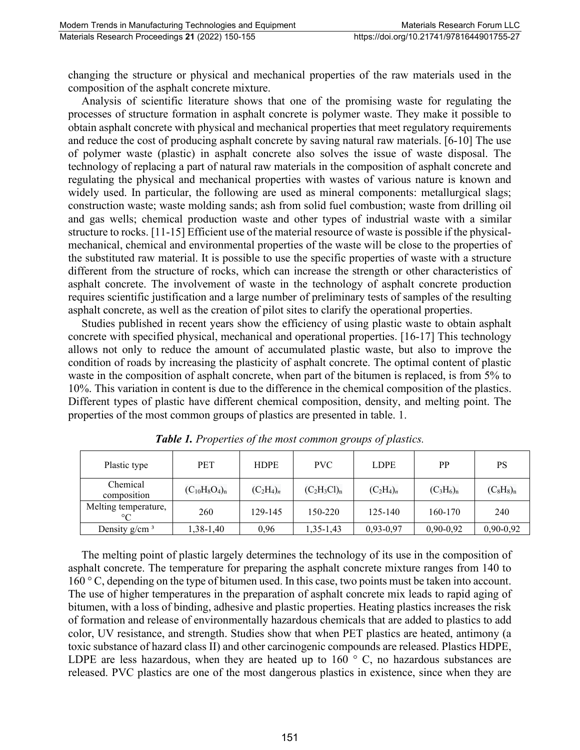changing the structure or physical and mechanical properties of the raw materials used in the composition of the asphalt concrete mixture.

Analysis of scientific literature shows that one of the promising waste for regulating the processes of structure formation in asphalt concrete is polymer waste. They make it possible to obtain asphalt concrete with physical and mechanical properties that meet regulatory requirements and reduce the cost of producing asphalt concrete by saving natural raw materials. [6-10] The use of polymer waste (plastic) in asphalt concrete also solves the issue of waste disposal. The technology of replacing a part of natural raw materials in the composition of asphalt concrete and regulating the physical and mechanical properties with wastes of various nature is known and widely used. In particular, the following are used as mineral components: metallurgical slags; construction waste; waste molding sands; ash from solid fuel combustion; waste from drilling oil and gas wells; chemical production waste and other types of industrial waste with a similar structure to rocks. [11-15] Efficient use of the material resource of waste is possible if the physical-mechanical, chemical and environmental properties of the waste will be close to the properties of the substituted raw material. It is possible to use the specific properties of waste with a structure different from the structure of rocks, which can increase the strength or other characteristics of asphalt concrete. The involvement of waste in the technology of asphalt concrete production requires scientific justification and a large number of preliminary tests of samples of the resulting asphalt concrete, as well as the creation of pilot sites to clarify the operational properties.

Studies published in recent years show the efficiency of using plastic waste to obtain asphalt concrete with specified physical, mechanical and operational properties. [16-17] This technology allows not only to reduce the amount of accumulated plastic waste, but also to improve the condition of roads by increasing the plasticity of asphalt concrete. The optimal content of plastic waste in the composition of asphalt concrete, when part of the bitumen is replaced, is from 5% to 10%. This variation in content is due to the difference in the chemical composition of the plastics. Different types of plastic have different chemical composition, density, and melting point. The properties of the most common groups of plastics are presented in table. 1.

***Table 1.*** *Properties of the most common groups of plastics.*

| Plastic type | PET | HDPE | PVC | LDPE | PP | PS |
|---|---|---|---|---|---|---|
| Chemical composition | $(C_{10}H_8O_4)_n$ | $(C_2H_4)_n$ | $(C_2H_3Cl)_n$ | $(C_2H_4)_n$ | $(C_3H_6)_n$ | $(C_8H_8)_n$ |
| Melting temperature, °C | 260 | 129-145 | 150-220 | 125-140 | 160-170 | 240 |
| Density g/cm ³ | 1,38-1,40 | 0,96 | 1,35-1,43 | 0,93-0,97 | 0,90-0,92 | 0,90-0,92 |

The melting point of plastic largely determines the technology of its use in the composition of asphalt concrete. The temperature for preparing the asphalt concrete mixture ranges from 140 to 160 ° C, depending on the type of bitumen used. In this case, two points must be taken into account. The use of higher temperatures in the preparation of asphalt concrete mix leads to rapid aging of bitumen, with a loss of binding, adhesive and plastic properties. Heating plastics increases the risk of formation and release of environmentally hazardous chemicals that are added to plastics to add color, UV resistance, and strength. Studies show that when PET plastics are heated, antimony (a toxic substance of hazard class II) and other carcinogenic compounds are released. Plastics HDPE, LDPE are less hazardous, when they are heated up to 160 ° C, no hazardous substances are released. PVC plastics are one of the most dangerous plastics in existence, since when they are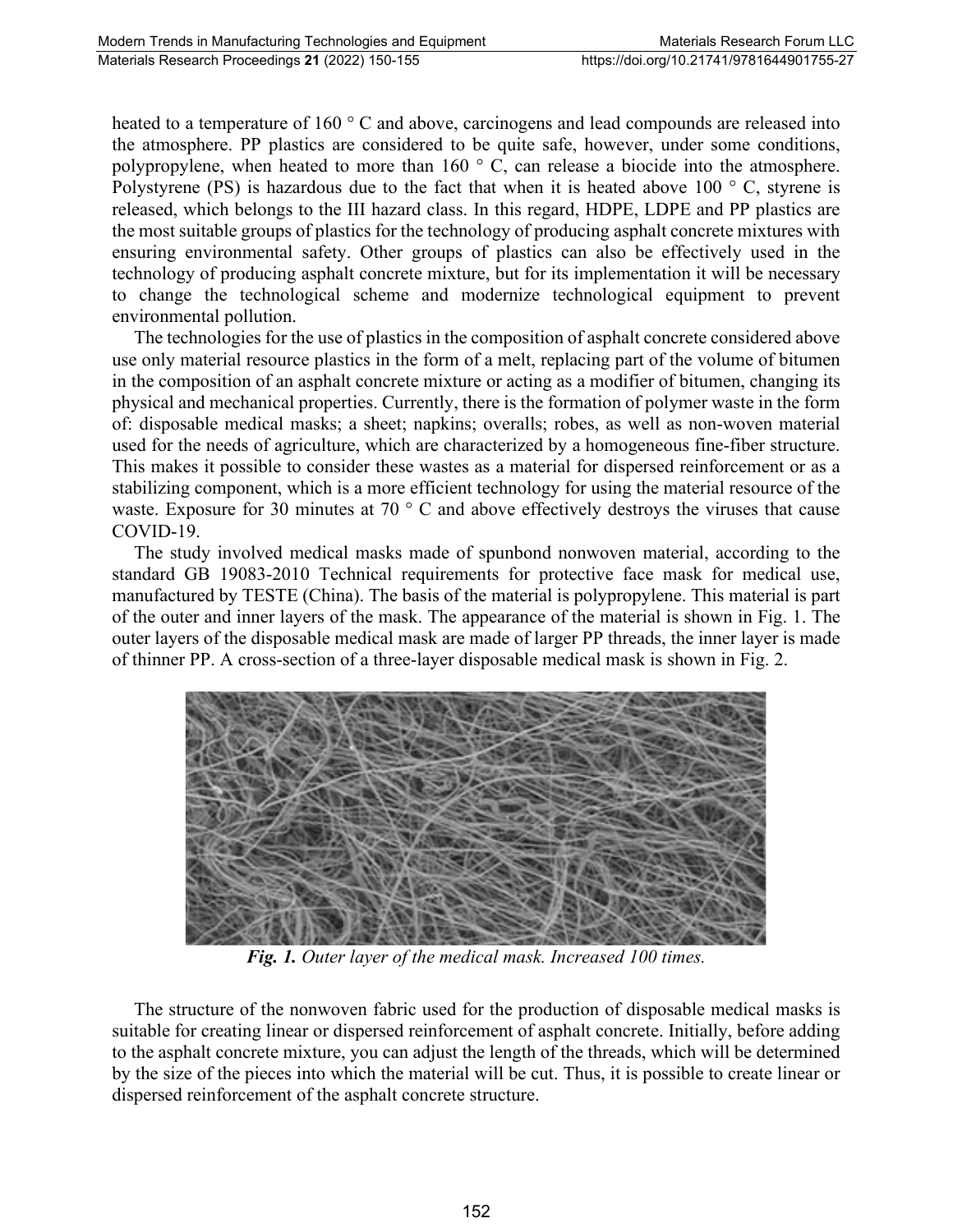heated to a temperature of 160 ° C and above, carcinogens and lead compounds are released into the atmosphere. PP plastics are considered to be quite safe, however, under some conditions, polypropylene, when heated to more than 160 ° C, can release a biocide into the atmosphere. Polystyrene (PS) is hazardous due to the fact that when it is heated above 100 ° C, styrene is released, which belongs to the III hazard class. In this regard, HDPE, LDPE and PP plastics are the most suitable groups of plastics for the technology of producing asphalt concrete mixtures with ensuring environmental safety. Other groups of plastics can also be effectively used in the technology of producing asphalt concrete mixture, but for its implementation it will be necessary to change the technological scheme and modernize technological equipment to prevent environmental pollution.

The technologies for the use of plastics in the composition of asphalt concrete considered above use only material resource plastics in the form of a melt, replacing part of the volume of bitumen in the composition of an asphalt concrete mixture or acting as a modifier of bitumen, changing its physical and mechanical properties. Currently, there is the formation of polymer waste in the form of: disposable medical masks; a sheet; napkins; overalls; robes, as well as non-woven material used for the needs of agriculture, which are characterized by a homogeneous fine-fiber structure. This makes it possible to consider these wastes as a material for dispersed reinforcement or as a stabilizing component, which is a more efficient technology for using the material resource of the waste. Exposure for 30 minutes at 70 ° C and above effectively destroys the viruses that cause COVID-19.

The study involved medical masks made of spunbond nonwoven material, according to the standard GB 19083-2010 Technical requirements for protective face mask for medical use, manufactured by TESTE (China). The basis of the material is polypropylene. This material is part of the outer and inner layers of the mask. The appearance of the material is shown in Fig. 1. The outer layers of the disposable medical mask are made of larger PP threads, the inner layer is made of thinner PP. A cross-section of a three-layer disposable medical mask is shown in Fig. 2.

***Fig. 1.*** *Outer layer of the medical mask. Increased 100 times.*

The structure of the nonwoven fabric used for the production of disposable medical masks is suitable for creating linear or dispersed reinforcement of asphalt concrete. Initially, before adding to the asphalt concrete mixture, you can adjust the length of the threads, which will be determined by the size of the pieces into which the material will be cut. Thus, it is possible to create linear or dispersed reinforcement of the asphalt concrete structure.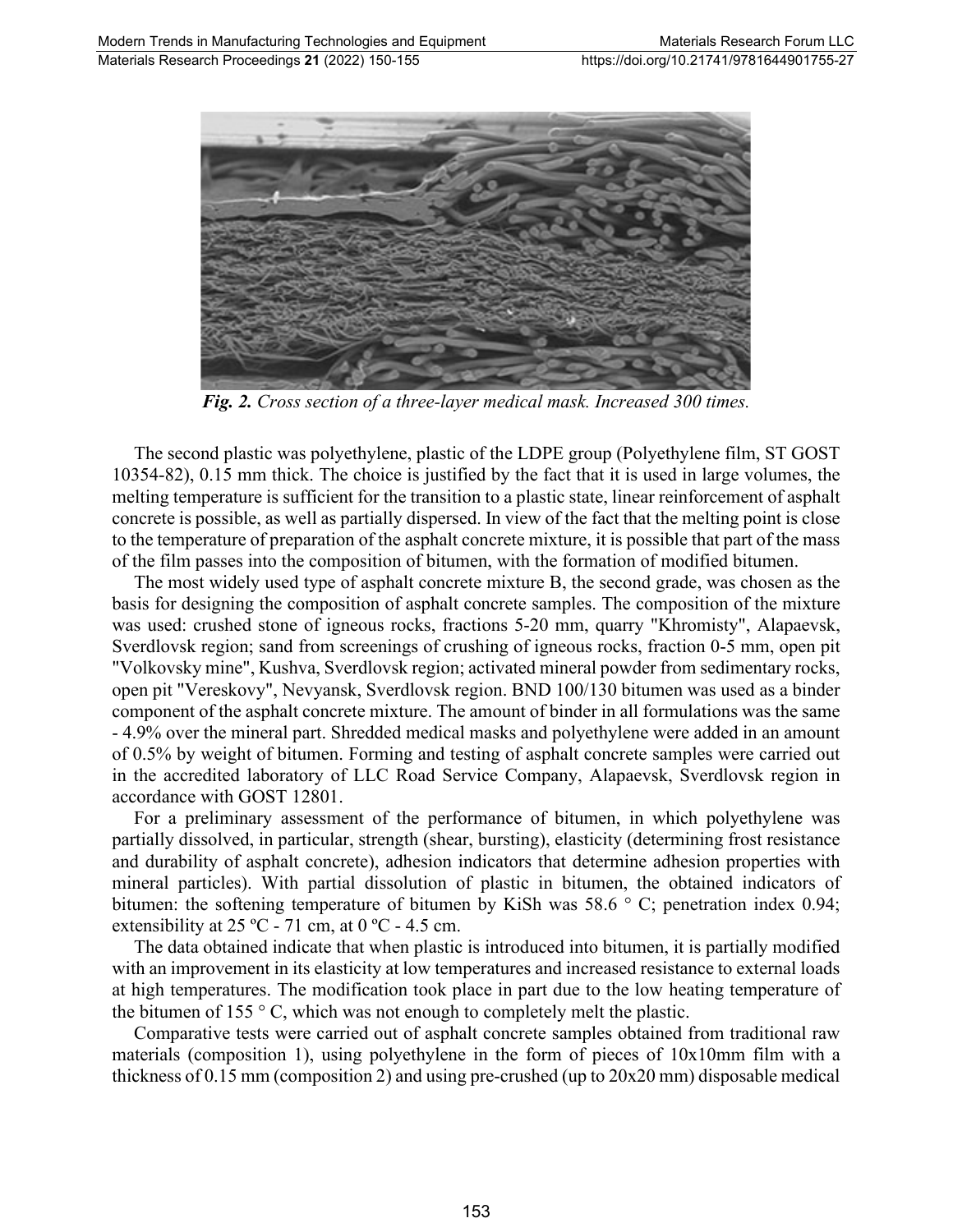*Fig. 2. Cross section of a three-layer medical mask. Increased 300 times.*

The second plastic was polyethylene, plastic of the LDPE group (Polyethylene film, ST GOST 10354-82), 0.15 mm thick. The choice is justified by the fact that it is used in large volumes, the melting temperature is sufficient for the transition to a plastic state, linear reinforcement of asphalt concrete is possible, as well as partially dispersed. In view of the fact that the melting point is close to the temperature of preparation of the asphalt concrete mixture, it is possible that part of the mass of the film passes into the composition of bitumen, with the formation of modified bitumen.

The most widely used type of asphalt concrete mixture B, the second grade, was chosen as the basis for designing the composition of asphalt concrete samples. The composition of the mixture was used: crushed stone of igneous rocks, fractions 5-20 mm, quarry "Khromisty", Alapaevsk, Sverdlovsk region; sand from screenings of crushing of igneous rocks, fraction 0-5 mm, open pit "Volkovsky mine", Kushva, Sverdlovsk region; activated mineral powder from sedimentary rocks, open pit "Vereskovy", Nevyansk, Sverdlovsk region. BND 100/130 bitumen was used as a binder component of the asphalt concrete mixture. The amount of binder in all formulations was the same - 4.9% over the mineral part. Shredded medical masks and polyethylene were added in an amount of 0.5% by weight of bitumen. Forming and testing of asphalt concrete samples were carried out in the accredited laboratory of LLC Road Service Company, Alapaevsk, Sverdlovsk region in accordance with GOST 12801.

For a preliminary assessment of the performance of bitumen, in which polyethylene was partially dissolved, in particular, strength (shear, bursting), elasticity (determining frost resistance and durability of asphalt concrete), adhesion indicators that determine adhesion properties with mineral particles). With partial dissolution of plastic in bitumen, the obtained indicators of bitumen: the softening temperature of bitumen by KiSh was 58.6 ° C; penetration index 0.94; extensibility at 25 ºC - 71 cm, at 0 ºC - 4.5 cm.

The data obtained indicate that when plastic is introduced into bitumen, it is partially modified with an improvement in its elasticity at low temperatures and increased resistance to external loads at high temperatures. The modification took place in part due to the low heating temperature of the bitumen of 155 ° C, which was not enough to completely melt the plastic.

Comparative tests were carried out of asphalt concrete samples obtained from traditional raw materials (composition 1), using polyethylene in the form of pieces of 10x10mm film with a thickness of 0.15 mm (composition 2) and using pre-crushed (up to 20x20 mm) disposable medical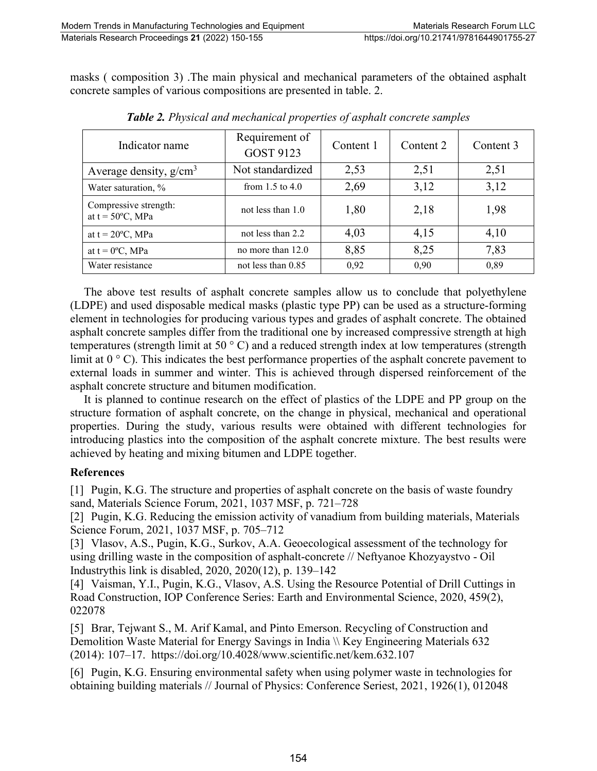masks ( composition 3) .The main physical and mechanical parameters of the obtained asphalt concrete samples of various compositions are presented in table. 2.

***Table 2.*** *Physical and mechanical properties of asphalt concrete samples*

| Indicator name | Requirement of GOST 9123 | Content 1 | Content 2 | Content 3 |
|---|---|---|---|---|
| Average density, g/cm$^3$ | Not standardized | 2,53 | 2,51 | 2,51 |
| Water saturation, % | from 1.5 to 4.0 | 2,69 | 3,12 | 3,12 |
| Compressive strength: at t = 50ºC, MPa | not less than 1.0 | 1,80 | 2,18 | 1,98 |
| at t = 20ºC, MPa | not less than 2.2 | 4,03 | 4,15 | 4,10 |
| at t = 0ºC, MPa | no more than 12.0 | 8,85 | 8,25 | 7,83 |
| Water resistance | not less than 0.85 | 0,92 | 0,90 | 0,89 |

The above test results of asphalt concrete samples allow us to conclude that polyethylene (LDPE) and used disposable medical masks (plastic type PP) can be used as a structure-forming element in technologies for producing various types and grades of asphalt concrete. The obtained asphalt concrete samples differ from the traditional one by increased compressive strength at high temperatures (strength limit at 50 ° C) and a reduced strength index at low temperatures (strength limit at 0 ° C). This indicates the best performance properties of the asphalt concrete pavement to external loads in summer and winter. This is achieved through dispersed reinforcement of the asphalt concrete structure and bitumen modification.

It is planned to continue research on the effect of plastics of the LDPE and PP group on the structure formation of asphalt concrete, on the change in physical, mechanical and operational properties. During the study, various results were obtained with different technologies for introducing plastics into the composition of the asphalt concrete mixture. The best results were achieved by heating and mixing bitumen and LDPE together.

## References

[1] Pugin, K.G. The structure and properties of asphalt concrete on the basis of waste foundry sand, Materials Science Forum, 2021, 1037 MSF, p. 721–728

[2] Pugin, K.G. Reducing the emission activity of vanadium from building materials, Materials Science Forum, 2021, 1037 MSF, p. 705–712

[3] Vlasov, A.S., Pugin, K.G., Surkov, A.A. Geoecological assessment of the technology for using drilling waste in the composition of asphalt-concrete // Neftyanoe Khozyaystvo - Oil Industrythis link is disabled, 2020, 2020(12), p. 139–142

[4] Vaisman, Y.I., Pugin, K.G., Vlasov, A.S. Using the Resource Potential of Drill Cuttings in Road Construction, IOP Conference Series: Earth and Environmental Science, 2020, 459(2), 022078

[5] Brar, Tejwant S., M. Arif Kamal, and Pinto Emerson. Recycling of Construction and Demolition Waste Material for Energy Savings in India \\ Key Engineering Materials 632 (2014): 107–17. https://doi.org/10.4028/www.scientific.net/kem.632.107

[6] Pugin, K.G. Ensuring environmental safety when using polymer waste in technologies for obtaining building materials // Journal of Physics: Conference Seriest, 2021, 1926(1), 012048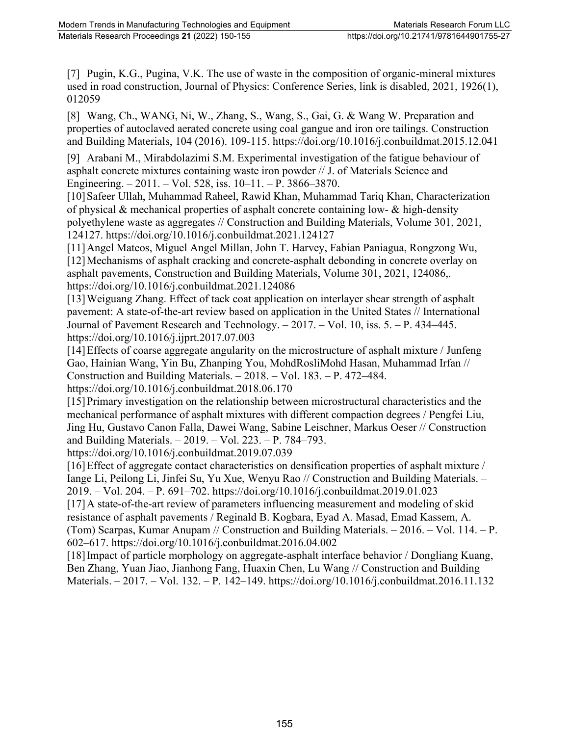[7] Pugin, K.G., Pugina, V.K. The use of waste in the composition of organic-mineral mixtures used in road construction, Journal of Physics: Conference Series, link is disabled, 2021, 1926(1), 012059

[8] Wang, Ch., WANG, Ni, W., Zhang, S., Wang, S., Gai, G. & Wang W. Preparation and properties of autoclaved aerated concrete using coal gangue and iron ore tailings. Construction and Building Materials, 104 (2016). 109-115. https://doi.org/10.1016/j.conbuildmat.2015.12.041

[9] Arabani M., Mirabdolazimi S.M. Experimental investigation of the fatigue behaviour of asphalt concrete mixtures containing waste iron powder // J. of Materials Science and Engineering. – 2011. – Vol. 528, iss. 10–11. – P. 3866–3870.

[10] Safeer Ullah, Muhammad Raheel, Rawid Khan, Muhammad Tariq Khan, Characterization of physical & mechanical properties of asphalt concrete containing low- & high-density polyethylene waste as aggregates // Construction and Building Materials, Volume 301, 2021, 124127. https://doi.org/10.1016/j.conbuildmat.2021.124127

[11] Angel Mateos, Miguel Angel Millan, John T. Harvey, Fabian Paniagua, Rongzong Wu,

[12] Mechanisms of asphalt cracking and concrete-asphalt debonding in concrete overlay on asphalt pavements, Construction and Building Materials, Volume 301, 2021, 124086,. https://doi.org/10.1016/j.conbuildmat.2021.124086

[13] Weiguang Zhang. Effect of tack coat application on interlayer shear strength of asphalt pavement: A state-of-the-art review based on application in the United States // International Journal of Pavement Research and Technology. – 2017. – Vol. 10, iss. 5. – P. 434–445. https://doi.org/10.1016/j.ijprt.2017.07.003

[14] Effects of coarse aggregate angularity on the microstructure of asphalt mixture / Junfeng Gao, Hainian Wang, Yin Bu, Zhanping You, MohdRosliMohd Hasan, Muhammad Irfan // Construction and Building Materials. – 2018. – Vol. 183. – P. 472–484. https://doi.org/10.1016/j.conbuildmat.2018.06.170

[15] Primary investigation on the relationship between microstructural characteristics and the mechanical performance of asphalt mixtures with different compaction degrees / Pengfei Liu, Jing Hu, Gustavo Canon Falla, Dawei Wang, Sabine Leischner, Markus Oeser // Construction and Building Materials. – 2019. – Vol. 223. – P. 784–793. https://doi.org/10.1016/j.conbuildmat.2019.07.039

[16] Effect of aggregate contact characteristics on densification properties of asphalt mixture / Iange Li, Peilong Li, Jinfei Su, Yu Xue, Wenyu Rao // Construction and Building Materials. – 2019. – Vol. 204. – P. 691–702. https://doi.org/10.1016/j.conbuildmat.2019.01.023

[17] A state-of-the-art review of parameters influencing measurement and modeling of skid resistance of asphalt pavements / Reginald B. Kogbara, Eyad A. Masad, Emad Kassem, A. (Tom) Scarpas, Kumar Anupam // Construction and Building Materials. – 2016. – Vol. 114. – P. 602–617. https://doi.org/10.1016/j.conbuildmat.2016.04.002

[18] Impact of particle morphology on aggregate-asphalt interface behavior / Dongliang Kuang, Ben Zhang, Yuan Jiao, Jianhong Fang, Huaxin Chen, Lu Wang // Construction and Building Materials. – 2017. – Vol. 132. – P. 142–149. https://doi.org/10.1016/j.conbuildmat.2016.11.132